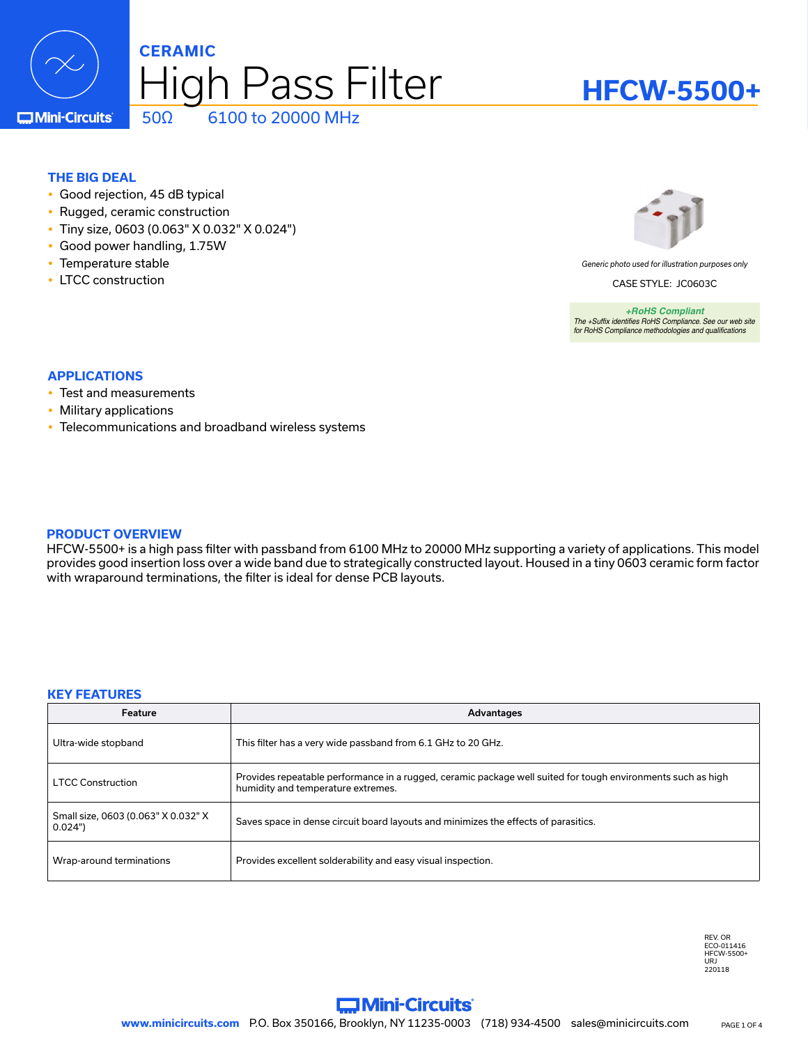CERAMIC

# High Pass Filter

# HFCW-5500+

50Ω    6100 to 20000 MHz

## THE BIG DEAL

- Good rejection, 45 dB typical
- Rugged, ceramic construction
- Tiny size, 0603 (0.063" X 0.032" X 0.024")
- Good power handling, 1.75W
- Temperature stable
- LTCC construction

*Generic photo used for illustration purposes only*

CASE STYLE: JC0603C

***+RoHS Compliant***
*The +Suffix identifies RoHS Compliance. See our web site for RoHS Compliance methodologies and qualifications*

## APPLICATIONS

- Test and measurements
- Military applications
- Telecommunications and broadband wireless systems

## PRODUCT OVERVIEW

HFCW-5500+ is a high pass filter with passband from 6100 MHz to 20000 MHz supporting a variety of applications. This model provides good insertion loss over a wide band due to strategically constructed layout. Housed in a tiny 0603 ceramic form factor with wraparound terminations, the filter is ideal for dense PCB layouts.

## KEY FEATURES

| Feature | Advantages |
|---|---|
| Ultra-wide stopband | This filter has a very wide passband from 6.1 GHz to 20 GHz. |
| LTCC Construction | Provides repeatable performance in a rugged, ceramic package well suited for tough environments such as high humidity and temperature extremes. |
| Small size, 0603 (0.063" X 0.032" X 0.024") | Saves space in dense circuit board layouts and minimizes the effects of parasitics. |
| Wrap-around terminations | Provides excellent solderability and easy visual inspection. |

REV. OR
ECO-011416
HFCW-5500+
URJ
220118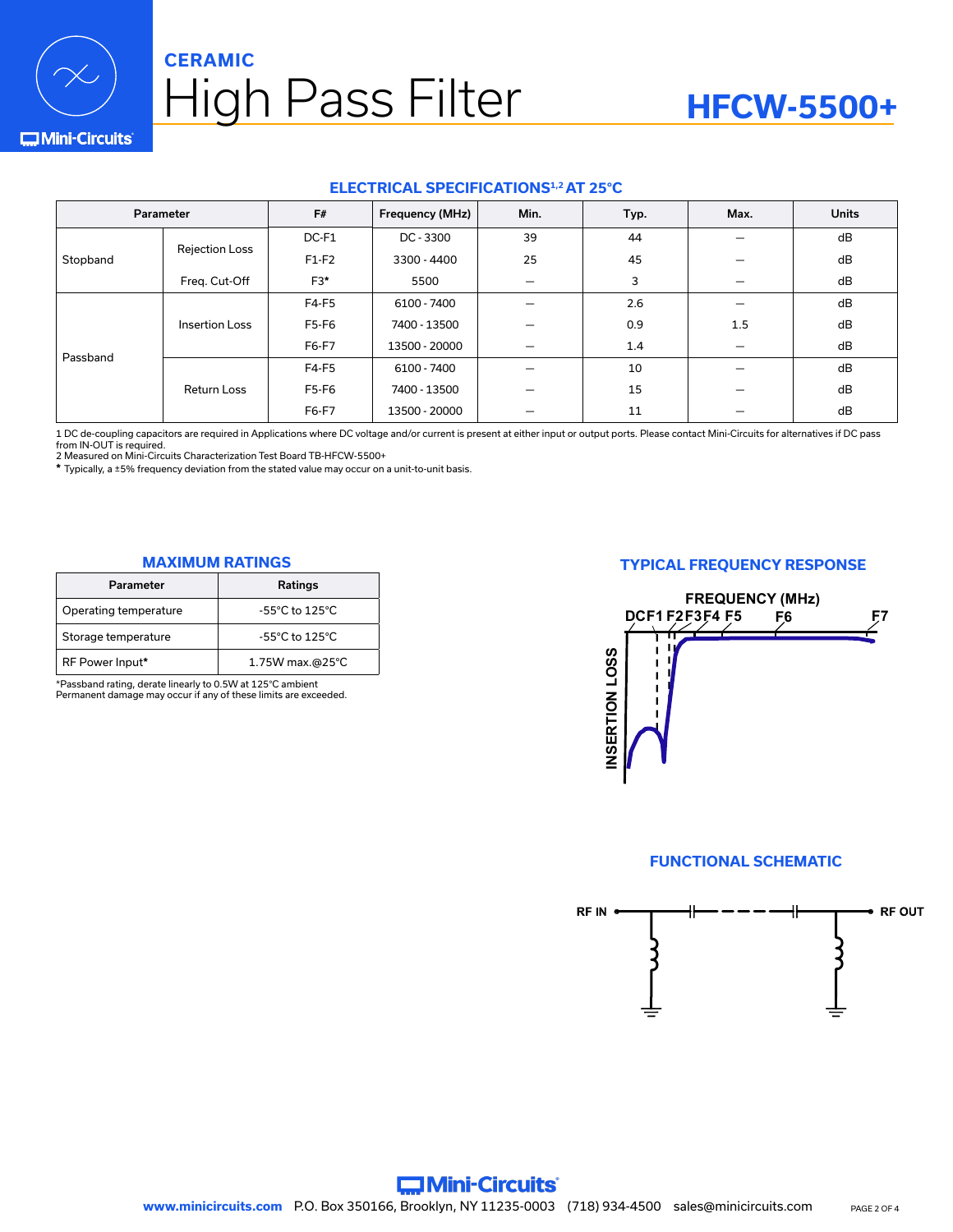# CERAMIC High Pass Filter

## HFCW-5500+

### ELECTRICAL SPECIFICATIONS[1,2] AT 25°C

| Parameter | | F# | Frequency (MHz) | Min. | Typ. | Max. | Units |
|---|---|---|---|---|---|---|---|
| Stopband | Rejection Loss | DC-F1 | DC - 3300 | 39 | 44 | — | dB |
| | | F1-F2 | 3300 - 4400 | 25 | 45 | — | dB |
| | Freq. Cut-Off | F3* | 5500 | — | 3 | — | dB |
| Passband | Insertion Loss | F4-F5 | 6100 - 7400 | — | 2.6 | — | dB |
| | | F5-F6 | 7400 - 13500 | — | 0.9 | 1.5 | dB |
| | | F6-F7 | 13500 - 20000 | — | 1.4 | — | dB |
| | Return Loss | F4-F5 | 6100 - 7400 | — | 10 | — | dB |
| | | F5-F6 | 7400 - 13500 | — | 15 | — | dB |
| | | F6-F7 | 13500 - 20000 | — | 11 | — | dB |

1 DC de-coupling capacitors are required in Applications where DC voltage and/or current is present at either input or output ports. Please contact Mini-Circuits for alternatives if DC pass from IN-OUT is required.
2 Measured on Mini-Circuits Characterization Test Board TB-HFCW-5500+
* Typically, a ±5% frequency deviation from the stated value may occur on a unit-to-unit basis.

### MAXIMUM RATINGS

| Parameter | Ratings |
|---|---|
| Operating temperature | -55°C to 125°C |
| Storage temperature | -55°C to 125°C |
| RF Power Input* | 1.75W max.@25°C |

*Passband rating, derate linearly to 0.5W at 125°C ambient
Permanent damage may occur if any of these limits are exceeded.

### TYPICAL FREQUENCY RESPONSE

FREQUENCY (MHz)
DC F1 F2 F3 F4 F5 F6 F7
INSERTION LOSS

### FUNCTIONAL SCHEMATIC

RF IN
RF OUT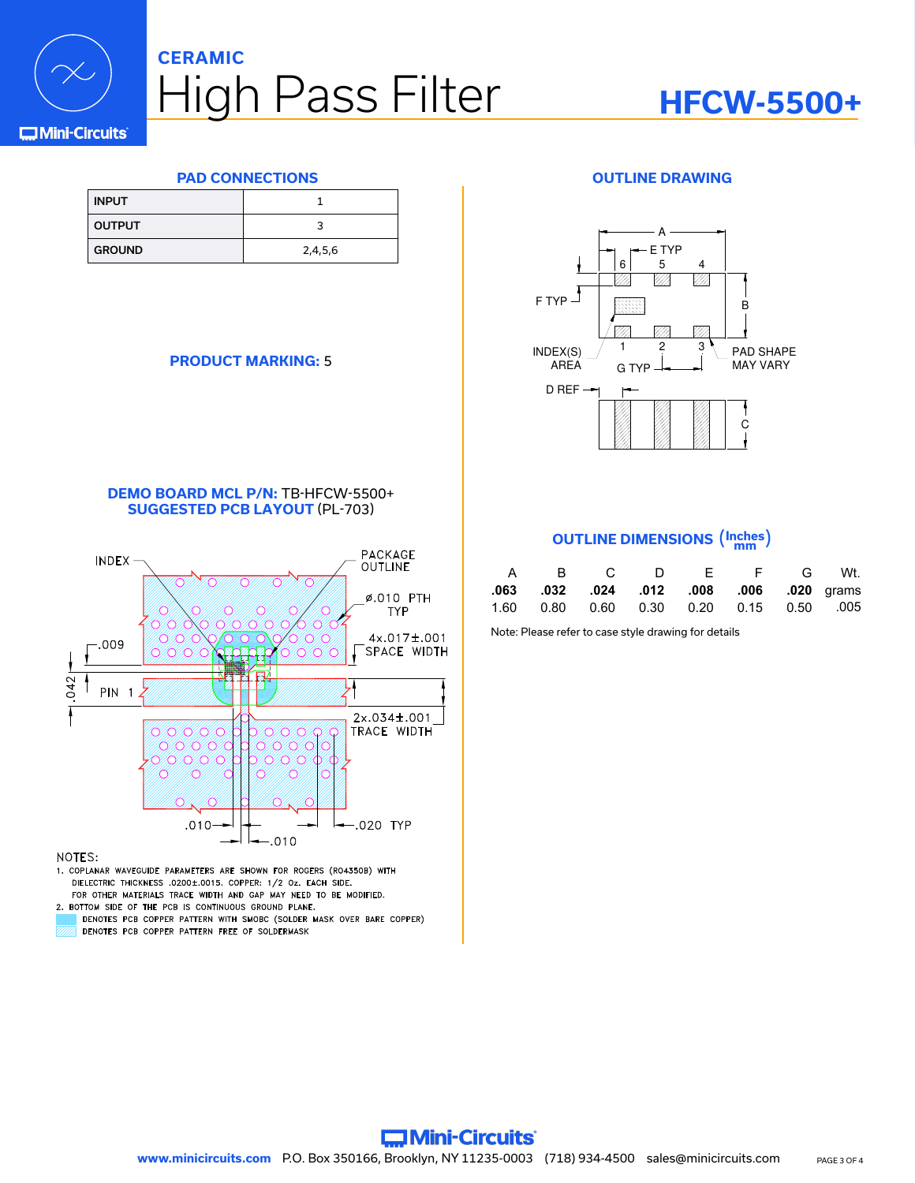CERAMIC

# High Pass Filter

# HFCW-5500+

## PAD CONNECTIONS

| | |
|---|---|
| INPUT | 1 |
| OUTPUT | 3 |
| GROUND | 2,4,5,6 |

**PRODUCT MARKING:** 5

## OUTLINE DRAWING

A
E TYP
6 5 4
F TYP
B
INDEX(S) AREA
1 2 3
G TYP
PAD SHAPE MAY VARY
D REF
C

## DEMO BOARD MCL P/N: TB-HFCW-5500+
## SUGGESTED PCB LAYOUT (PL-703)

INDEX
PACKAGE OUTLINE
ø.010 PTH TYP
4x.017±.001 SPACE WIDTH
.009
.042
PIN 1
2x.034±.001 TRACE WIDTH
.010
.010
.020 TYP

NOTES:
1. COPLANAR WAVEGUIDE PARAMETERS ARE SHOWN FOR ROGERS (RO4350B) WITH DIELECTRIC THICKNESS .0200±.0015. COPPER: 1/2 Oz. EACH SIDE. FOR OTHER MATERIALS TRACE WIDTH AND GAP MAY NEED TO BE MODIFIED.
2. BOTTOM SIDE OF THE PCB IS CONTINUOUS GROUND PLANE.

DENOTES PCB COPPER PATTERN WITH SMOBC (SOLDER MASK OVER BARE COPPER)
DENOTES PCB COPPER PATTERN FREE OF SOLDERMASK

## OUTLINE DIMENSIONS (Inches / mm)

| A | B | C | D | E | F | G | Wt. |
|---|---|---|---|---|---|---|---|
| **.063** | **.032** | **.024** | **.012** | **.008** | **.006** | **.020** | grams |
| 1.60 | 0.80 | 0.60 | 0.30 | 0.20 | 0.15 | 0.50 | .005 |

Note: Please refer to case style drawing for details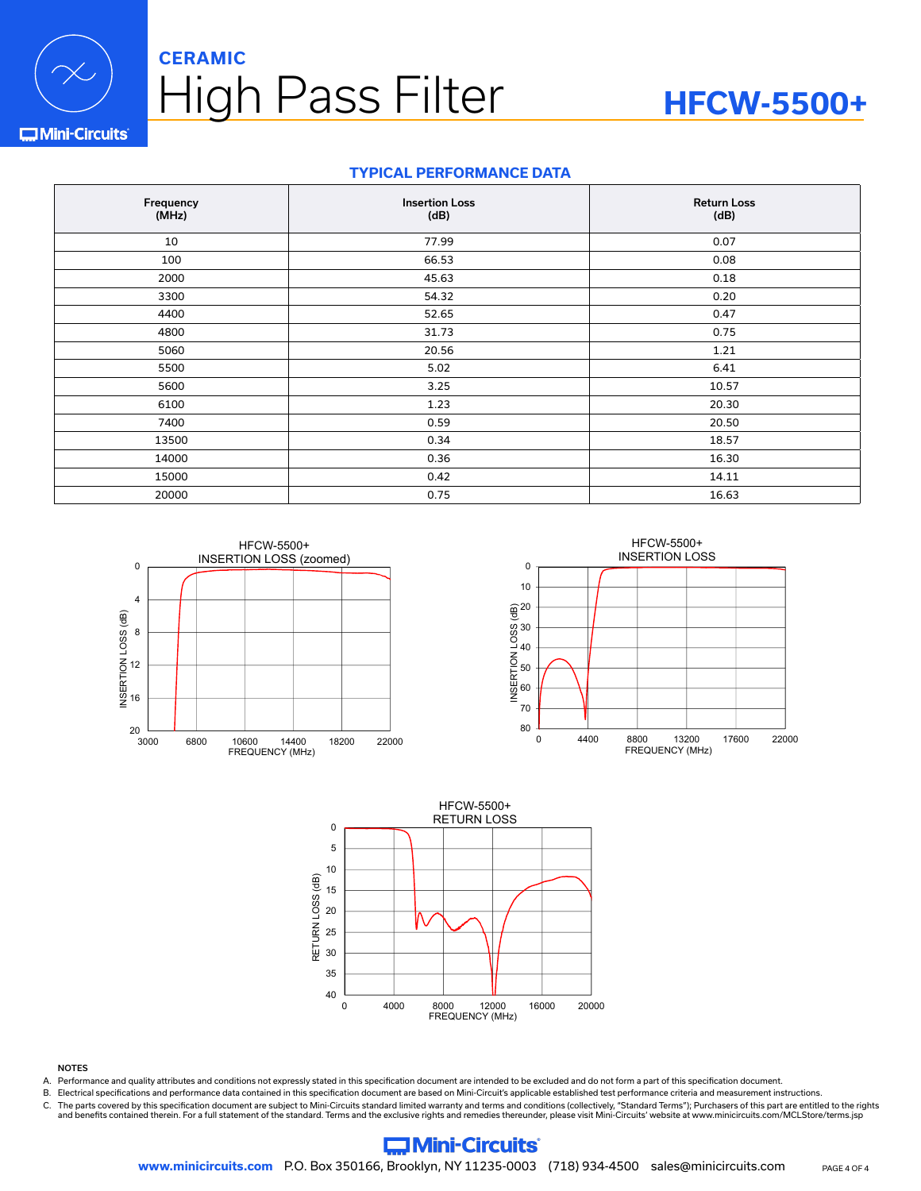# CERAMIC High Pass Filter

## HFCW-5500+

### TYPICAL PERFORMANCE DATA

| Frequency (MHz) | Insertion Loss (dB) | Return Loss (dB) |
|---|---|---|
| 10 | 77.99 | 0.07 |
| 100 | 66.53 | 0.08 |
| 2000 | 45.63 | 0.18 |
| 3300 | 54.32 | 0.20 |
| 4400 | 52.65 | 0.47 |
| 4800 | 31.73 | 0.75 |
| 5060 | 20.56 | 1.21 |
| 5500 | 5.02 | 6.41 |
| 5600 | 3.25 | 10.57 |
| 6100 | 1.23 | 20.30 |
| 7400 | 0.59 | 20.50 |
| 13500 | 0.34 | 18.57 |
| 14000 | 0.36 | 16.30 |
| 15000 | 0.42 | 14.11 |
| 20000 | 0.75 | 16.63 |

HFCW-5500+
INSERTION LOSS (zoomed)
INSERTION LOSS (dB)
0
4
8
12
16
20
3000
6800
10600
14400
18200
22000
FREQUENCY (MHz)

HFCW-5500+
INSERTION LOSS
INSERTION LOSS (dB)
0
10
20
30
40
50
60
70
80
0
4400
8800
13200
17600
22000
FREQUENCY (MHz)

HFCW-5500+
RETURN LOSS
RETURN LOSS (dB)
0
5
10
15
20
25
30
35
40
0
4000
8000
12000
16000
20000
FREQUENCY (MHz)

NOTES

A. Performance and quality attributes and conditions not expressly stated in this specification document are intended to be excluded and do not form a part of this specification document.

B. Electrical specifications and performance data contained in this specification document are based on Mini-Circuit's applicable established test performance criteria and measurement instructions.

C. The parts covered by this specification document are subject to Mini-Circuits standard limited warranty and terms and conditions (collectively, "Standard Terms"); Purchasers of this part are entitled to the rights and benefits contained therein. For a full statement of the standard. Terms and the exclusive rights and remedies thereunder, please visit Mini-Circuits' website at www.minicircuits.com/MCLStore/terms.jsp

Mini-Circuits

www.minicircuits.com P.O. Box 350166, Brooklyn, NY 11235-0003 (718) 934-4500 sales@minicircuits.com